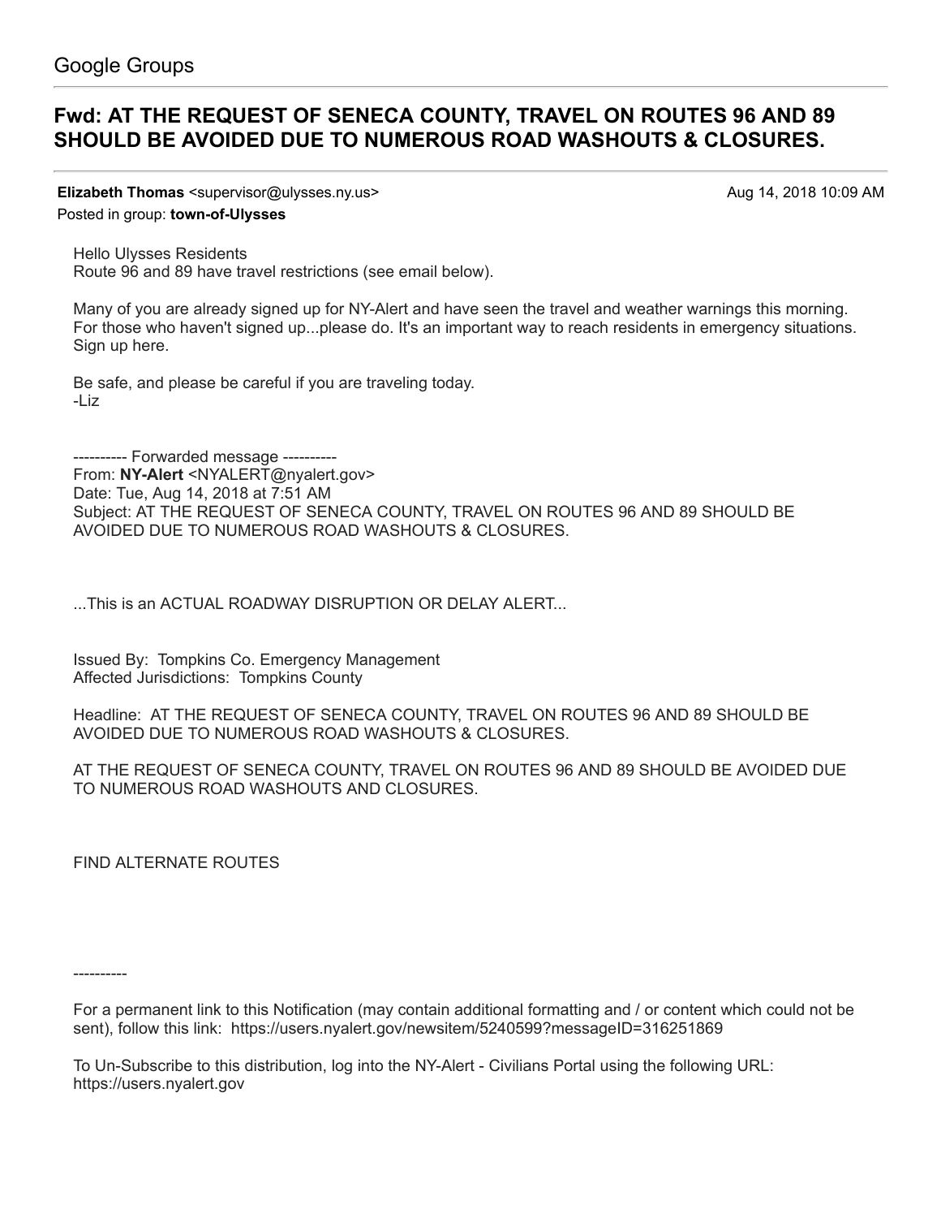Google Groups

# Fwd: AT THE REQUEST OF SENECA COUNTY, TRAVEL ON ROUTES 96 AND 89 SHOULD BE AVOIDED DUE TO NUMEROUS ROAD WASHOUTS & CLOSURES.

**Elizabeth Thomas** <supervisor@ulysses.ny.us> Aug 14, 2018 10:09 AM

Posted in group: **town-of-Ulysses**

Hello Ulysses Residents
Route 96 and 89 have travel restrictions (see email below).

Many of you are already signed up for NY-Alert and have seen the travel and weather warnings this morning. For those who haven't signed up...please do. It's an important way to reach residents in emergency situations. Sign up here.

Be safe, and please be careful if you are traveling today.
-Liz

---------- Forwarded message ----------
From: **NY-Alert** <NYALERT@nyalert.gov>
Date: Tue, Aug 14, 2018 at 7:51 AM
Subject: AT THE REQUEST OF SENECA COUNTY, TRAVEL ON ROUTES 96 AND 89 SHOULD BE AVOIDED DUE TO NUMEROUS ROAD WASHOUTS & CLOSURES.

...This is an ACTUAL ROADWAY DISRUPTION OR DELAY ALERT...

Issued By: Tompkins Co. Emergency Management
Affected Jurisdictions: Tompkins County

Headline: AT THE REQUEST OF SENECA COUNTY, TRAVEL ON ROUTES 96 AND 89 SHOULD BE AVOIDED DUE TO NUMEROUS ROAD WASHOUTS & CLOSURES.

AT THE REQUEST OF SENECA COUNTY, TRAVEL ON ROUTES 96 AND 89 SHOULD BE AVOIDED DUE TO NUMEROUS ROAD WASHOUTS AND CLOSURES.

FIND ALTERNATE ROUTES

----------

For a permanent link to this Notification (may contain additional formatting and / or content which could not be sent), follow this link: https://users.nyalert.gov/newsitem/5240599?messageID=316251869

To Un-Subscribe to this distribution, log into the NY-Alert - Civilians Portal using the following URL: https://users.nyalert.gov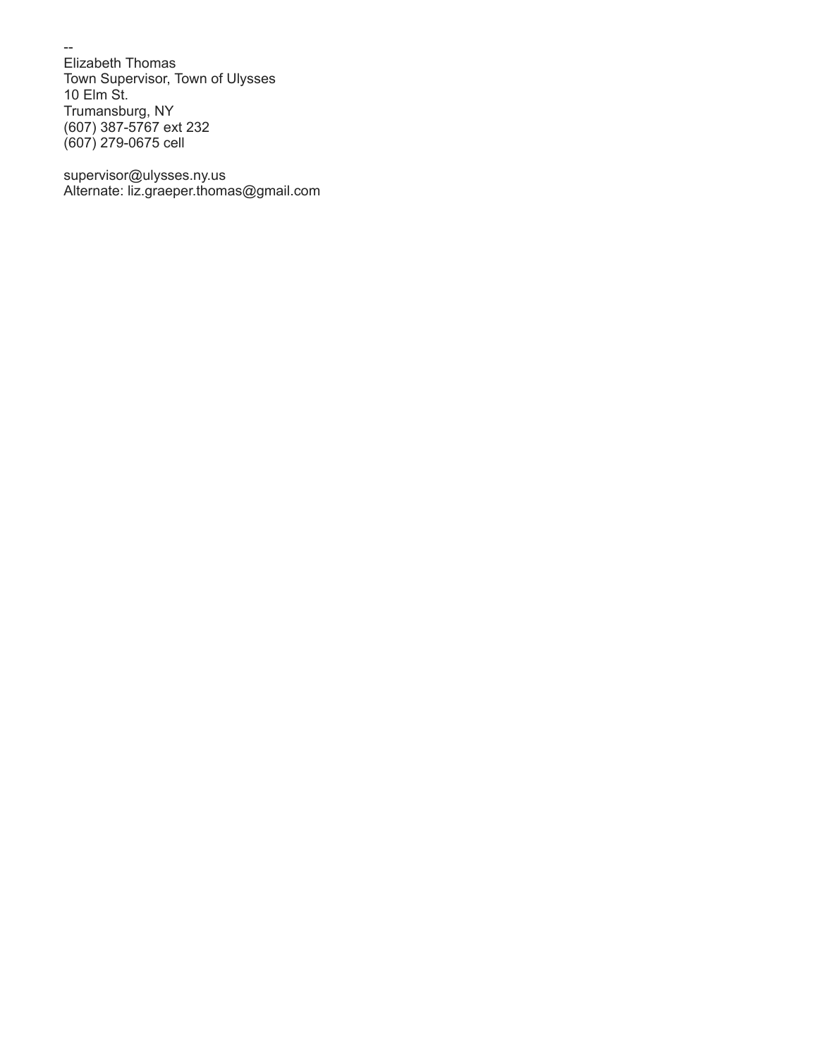--
Elizabeth Thomas
Town Supervisor, Town of Ulysses
10 Elm St.
Trumansburg, NY
(607) 387-5767 ext 232
(607) 279-0675 cell

supervisor@ulysses.ny.us
Alternate: liz.graeper.thomas@gmail.com